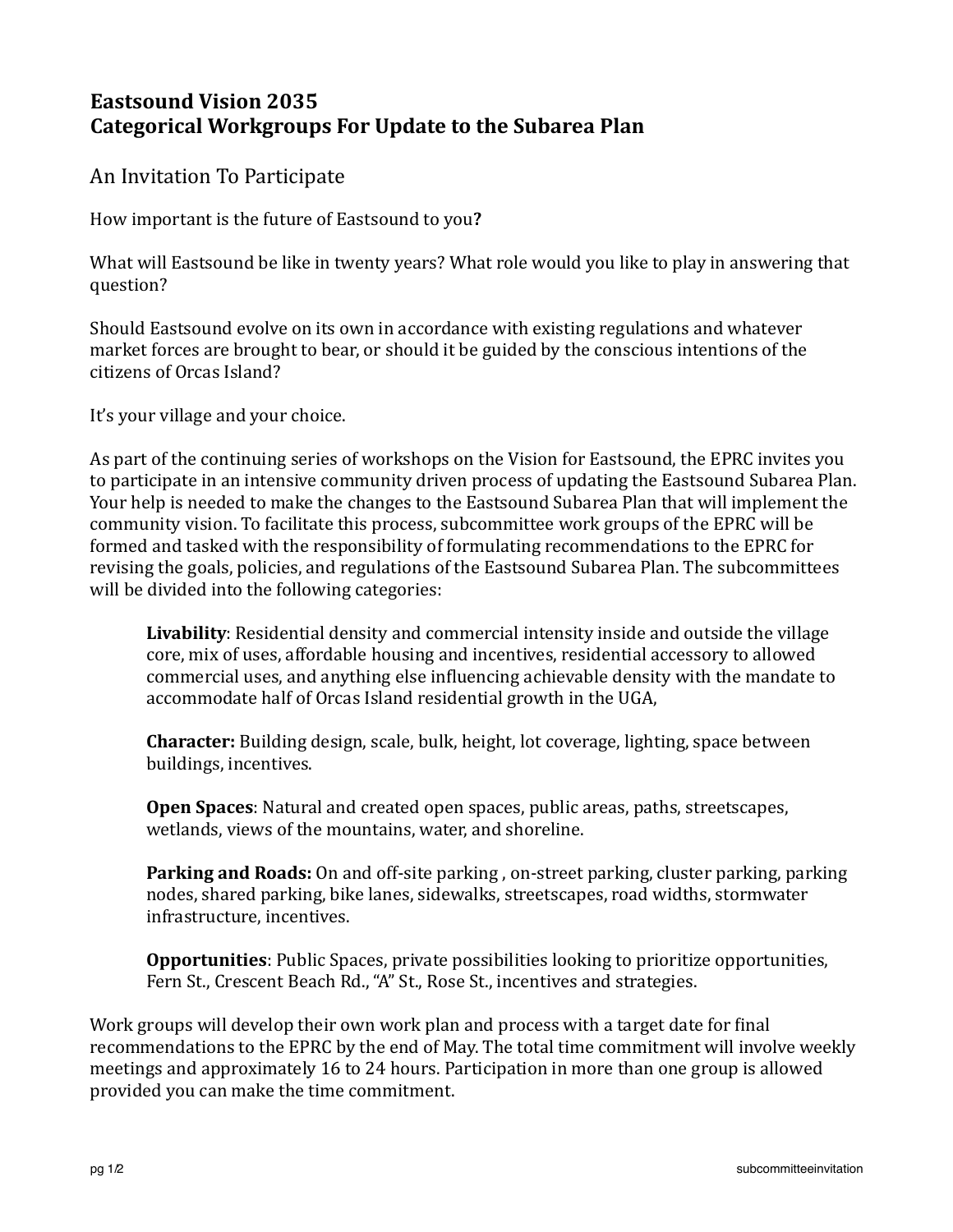# Eastsound Vision 2035
# Categorical Workgroups For Update to the Subarea Plan

## An Invitation To Participate

How important is the future of Eastsound to you**?**

What will Eastsound be like in twenty years? What role would you like to play in answering that question?

Should Eastsound evolve on its own in accordance with existing regulations and whatever market forces are brought to bear, or should it be guided by the conscious intentions of the citizens of Orcas Island?

It's your village and your choice.

As part of the continuing series of workshops on the Vision for Eastsound, the EPRC invites you to participate in an intensive community driven process of updating the Eastsound Subarea Plan. Your help is needed to make the changes to the Eastsound Subarea Plan that will implement the community vision. To facilitate this process, subcommittee work groups of the EPRC will be formed and tasked with the responsibility of formulating recommendations to the EPRC for revising the goals, policies, and regulations of the Eastsound Subarea Plan. The subcommittees will be divided into the following categories:

> **Livability**: Residential density and commercial intensity inside and outside the village core, mix of uses, affordable housing and incentives, residential accessory to allowed commercial uses, and anything else influencing achievable density with the mandate to accommodate half of Orcas Island residential growth in the UGA,
>
> **Character:** Building design, scale, bulk, height, lot coverage, lighting, space between buildings, incentives.
>
> **Open Spaces**: Natural and created open spaces, public areas, paths, streetscapes, wetlands, views of the mountains, water, and shoreline.
>
> **Parking and Roads:** On and off-site parking , on-street parking, cluster parking, parking nodes, shared parking, bike lanes, sidewalks, streetscapes, road widths, stormwater infrastructure, incentives.
>
> **Opportunities**: Public Spaces, private possibilities looking to prioritize opportunities, Fern St., Crescent Beach Rd., "A" St., Rose St., incentives and strategies.

Work groups will develop their own work plan and process with a target date for final recommendations to the EPRC by the end of May. The total time commitment will involve weekly meetings and approximately 16 to 24 hours. Participation in more than one group is allowed provided you can make the time commitment.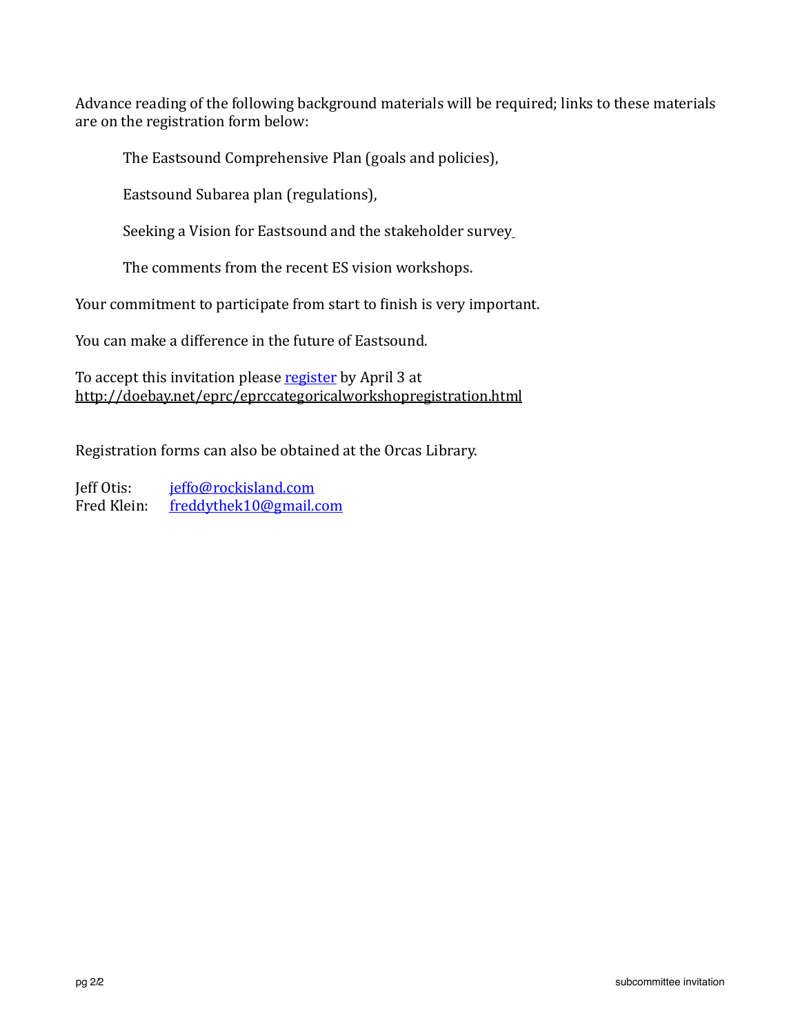Advance reading of the following background materials will be required; links to these materials are on the registration form below:

The Eastsound Comprehensive Plan (goals and policies),

Eastsound Subarea plan (regulations),

Seeking a Vision for Eastsound and the stakeholder survey

The comments from the recent ES vision workshops.

Your commitment to participate from start to finish is very important.

You can make a difference in the future of Eastsound.

To accept this invitation please register by April 3 at http://doebay.net/eprc/eprccategoricalworkshopregistration.html

Registration forms can also be obtained at the Orcas Library.

Jeff Otis: jeffo@rockisland.com
Fred Klein: freddythek10@gmail.com